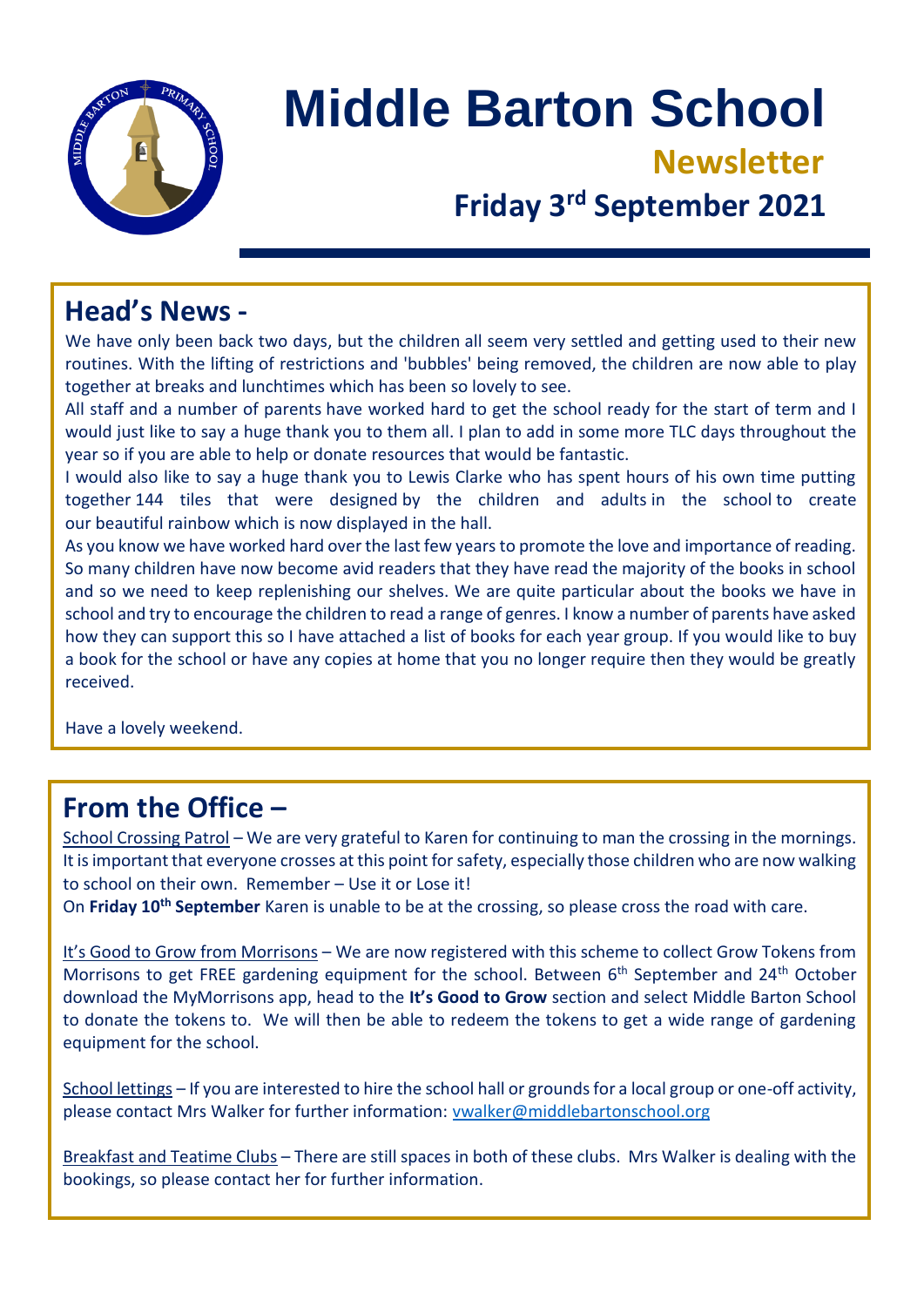# Middle Barton School

## Newsletter

### Friday 3rd September 2021

## Head's News -

We have only been back two days, but the children all seem very settled and getting used to their new routines. With the lifting of restrictions and 'bubbles' being removed, the children are now able to play together at breaks and lunchtimes which has been so lovely to see.

All staff and a number of parents have worked hard to get the school ready for the start of term and I would just like to say a huge thank you to them all. I plan to add in some more TLC days throughout the year so if you are able to help or donate resources that would be fantastic.

I would also like to say a huge thank you to Lewis Clarke who has spent hours of his own time putting together 144 tiles that were designed by the children and adults in the school to create our beautiful rainbow which is now displayed in the hall.

As you know we have worked hard over the last few years to promote the love and importance of reading. So many children have now become avid readers that they have read the majority of the books in school and so we need to keep replenishing our shelves. We are quite particular about the books we have in school and try to encourage the children to read a range of genres. I know a number of parents have asked how they can support this so I have attached a list of books for each year group. If you would like to buy a book for the school or have any copies at home that you no longer require then they would be greatly received.

Have a lovely weekend.

## From the Office –

School Crossing Patrol – We are very grateful to Karen for continuing to man the crossing in the mornings. It is important that everyone crosses at this point for safety, especially those children who are now walking to school on their own. Remember – Use it or Lose it!

On **Friday 10th September** Karen is unable to be at the crossing, so please cross the road with care.

It's Good to Grow from Morrisons – We are now registered with this scheme to collect Grow Tokens from Morrisons to get FREE gardening equipment for the school. Between 6th September and 24th October download the MyMorrisons app, head to the **It's Good to Grow** section and select Middle Barton School to donate the tokens to. We will then be able to redeem the tokens to get a wide range of gardening equipment for the school.

School lettings – If you are interested to hire the school hall or grounds for a local group or one-off activity, please contact Mrs Walker for further information: vwalker@middlebartonschool.org

Breakfast and Teatime Clubs – There are still spaces in both of these clubs. Mrs Walker is dealing with the bookings, so please contact her for further information.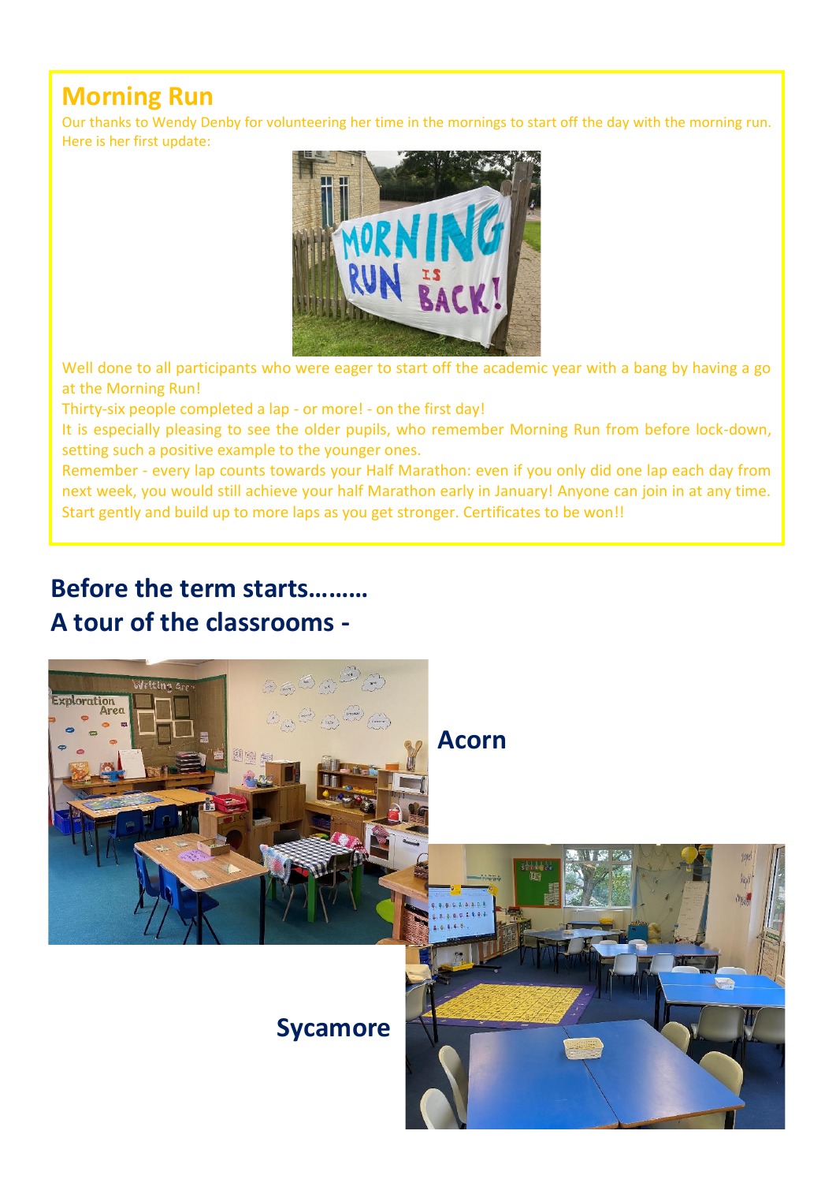## Morning Run

Our thanks to Wendy Denby for volunteering her time in the mornings to start off the day with the morning run. Here is her first update:

Well done to all participants who were eager to start off the academic year with a bang by having a go at the Morning Run!

Thirty-six people completed a lap - or more! - on the first day!

It is especially pleasing to see the older pupils, who remember Morning Run from before lock-down, setting such a positive example to the younger ones.

Remember - every lap counts towards your Half Marathon: even if you only did one lap each day from next week, you would still achieve your half Marathon early in January! Anyone can join in at any time. Start gently and build up to more laps as you get stronger. Certificates to be won!!

## Before the term starts………
## A tour of the classrooms -

### Acorn

### Sycamore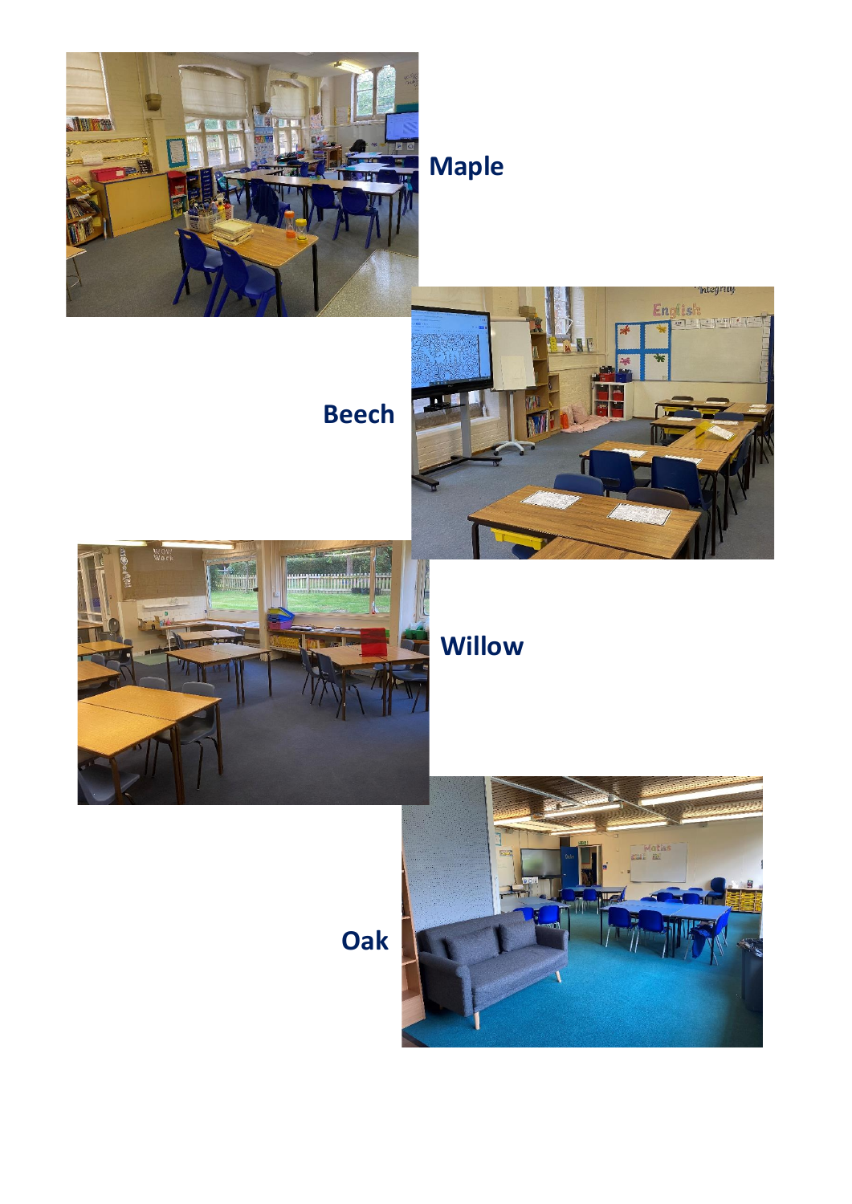**Maple**

**Beech**

**Willow**

**Oak**